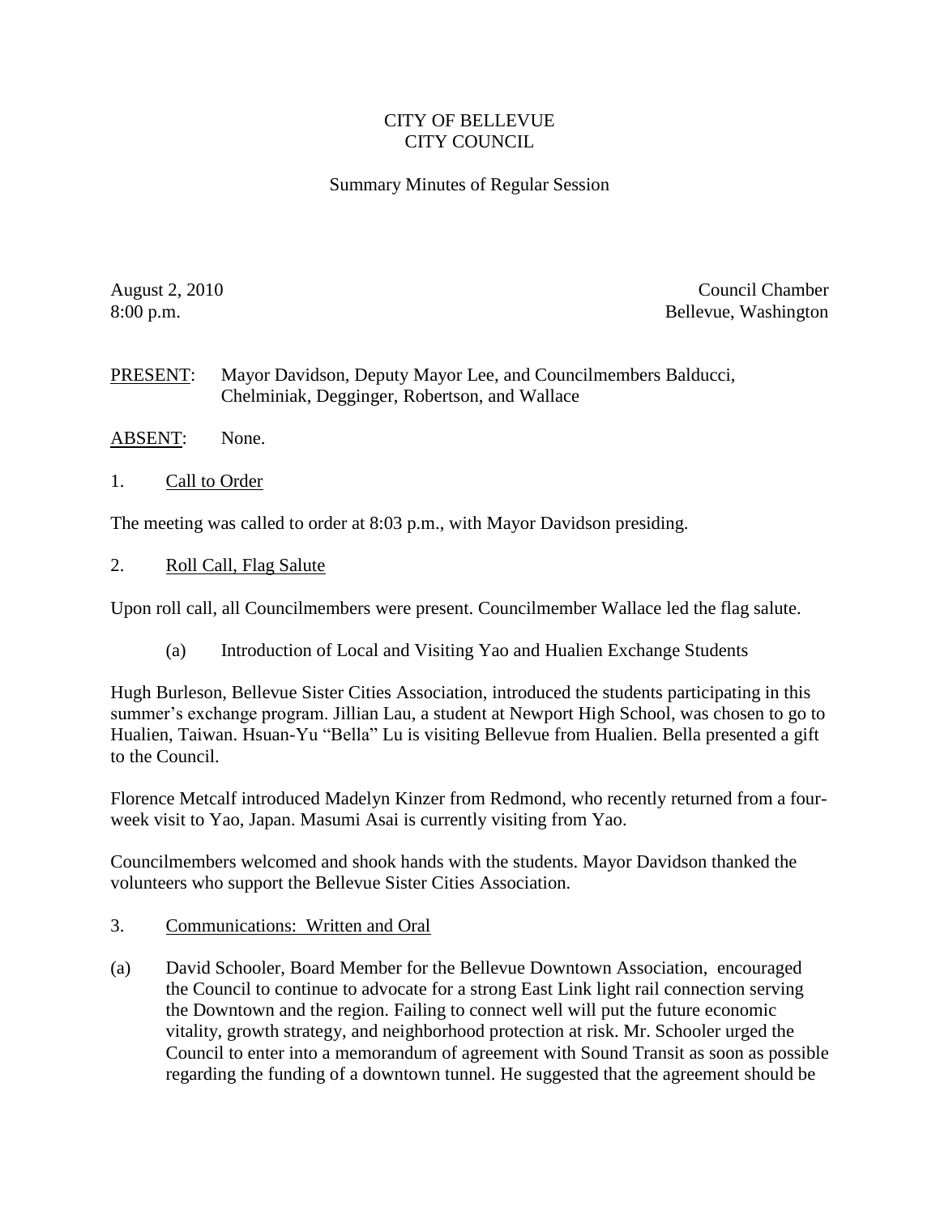CITY OF BELLEVUE
CITY COUNCIL

Summary Minutes of Regular Session

August 2, 2010
8:00 p.m.

Council Chamber
Bellevue, Washington

PRESENT: Mayor Davidson, Deputy Mayor Lee, and Councilmembers Balducci, Chelminiak, Degginger, Robertson, and Wallace

ABSENT: None.

1. Call to Order

The meeting was called to order at 8:03 p.m., with Mayor Davidson presiding.

2. Roll Call, Flag Salute

Upon roll call, all Councilmembers were present. Councilmember Wallace led the flag salute.

(a) Introduction of Local and Visiting Yao and Hualien Exchange Students

Hugh Burleson, Bellevue Sister Cities Association, introduced the students participating in this summer's exchange program. Jillian Lau, a student at Newport High School, was chosen to go to Hualien, Taiwan. Hsuan-Yu "Bella" Lu is visiting Bellevue from Hualien. Bella presented a gift to the Council.

Florence Metcalf introduced Madelyn Kinzer from Redmond, who recently returned from a four-week visit to Yao, Japan. Masumi Asai is currently visiting from Yao.

Councilmembers welcomed and shook hands with the students. Mayor Davidson thanked the volunteers who support the Bellevue Sister Cities Association.

3. Communications: Written and Oral

(a) David Schooler, Board Member for the Bellevue Downtown Association, encouraged the Council to continue to advocate for a strong East Link light rail connection serving the Downtown and the region. Failing to connect well will put the future economic vitality, growth strategy, and neighborhood protection at risk. Mr. Schooler urged the Council to enter into a memorandum of agreement with Sound Transit as soon as possible regarding the funding of a downtown tunnel. He suggested that the agreement should be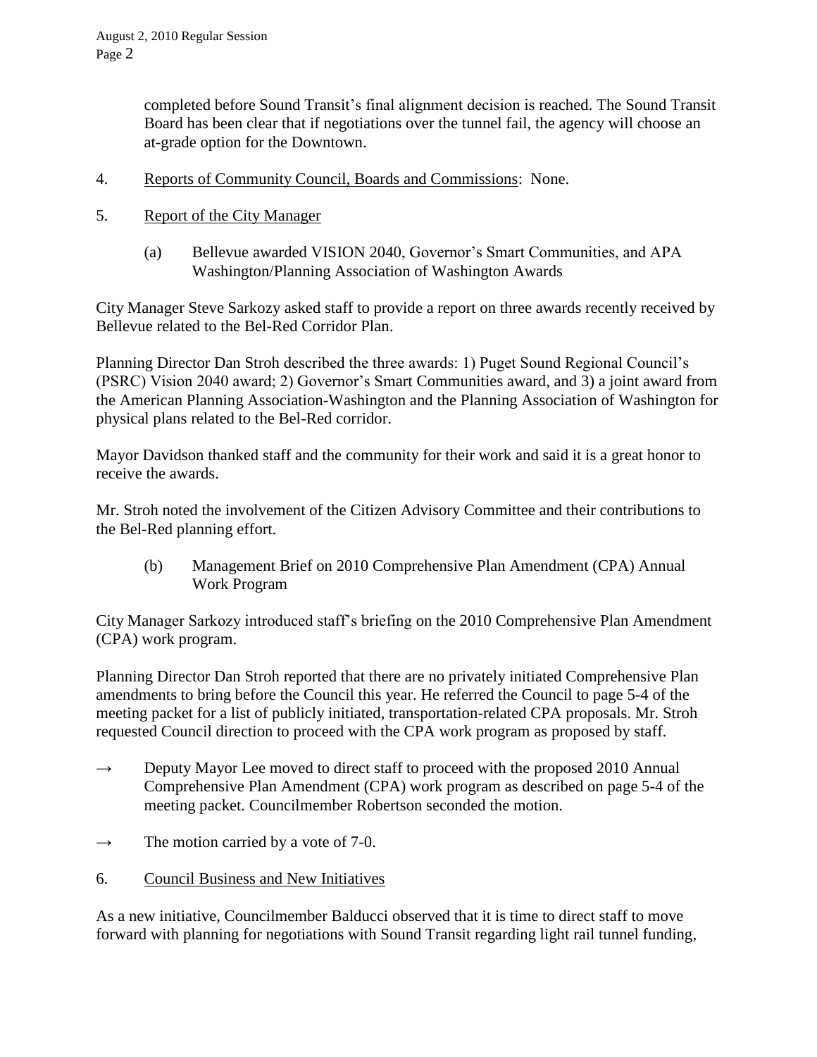completed before Sound Transit's final alignment decision is reached. The Sound Transit Board has been clear that if negotiations over the tunnel fail, the agency will choose an at-grade option for the Downtown.

4. Reports of Community Council, Boards and Commissions: None.

5. Report of the City Manager

   (a) Bellevue awarded VISION 2040, Governor's Smart Communities, and APA Washington/Planning Association of Washington Awards

City Manager Steve Sarkozy asked staff to provide a report on three awards recently received by Bellevue related to the Bel-Red Corridor Plan.

Planning Director Dan Stroh described the three awards: 1) Puget Sound Regional Council's (PSRC) Vision 2040 award; 2) Governor's Smart Communities award, and 3) a joint award from the American Planning Association-Washington and the Planning Association of Washington for physical plans related to the Bel-Red corridor.

Mayor Davidson thanked staff and the community for their work and said it is a great honor to receive the awards.

Mr. Stroh noted the involvement of the Citizen Advisory Committee and their contributions to the Bel-Red planning effort.

   (b) Management Brief on 2010 Comprehensive Plan Amendment (CPA) Annual Work Program

City Manager Sarkozy introduced staff's briefing on the 2010 Comprehensive Plan Amendment (CPA) work program.

Planning Director Dan Stroh reported that there are no privately initiated Comprehensive Plan amendments to bring before the Council this year. He referred the Council to page 5-4 of the meeting packet for a list of publicly initiated, transportation-related CPA proposals. Mr. Stroh requested Council direction to proceed with the CPA work program as proposed by staff.

→ Deputy Mayor Lee moved to direct staff to proceed with the proposed 2010 Annual Comprehensive Plan Amendment (CPA) work program as described on page 5-4 of the meeting packet. Councilmember Robertson seconded the motion.

→ The motion carried by a vote of 7-0.

6. Council Business and New Initiatives

As a new initiative, Councilmember Balducci observed that it is time to direct staff to move forward with planning for negotiations with Sound Transit regarding light rail tunnel funding,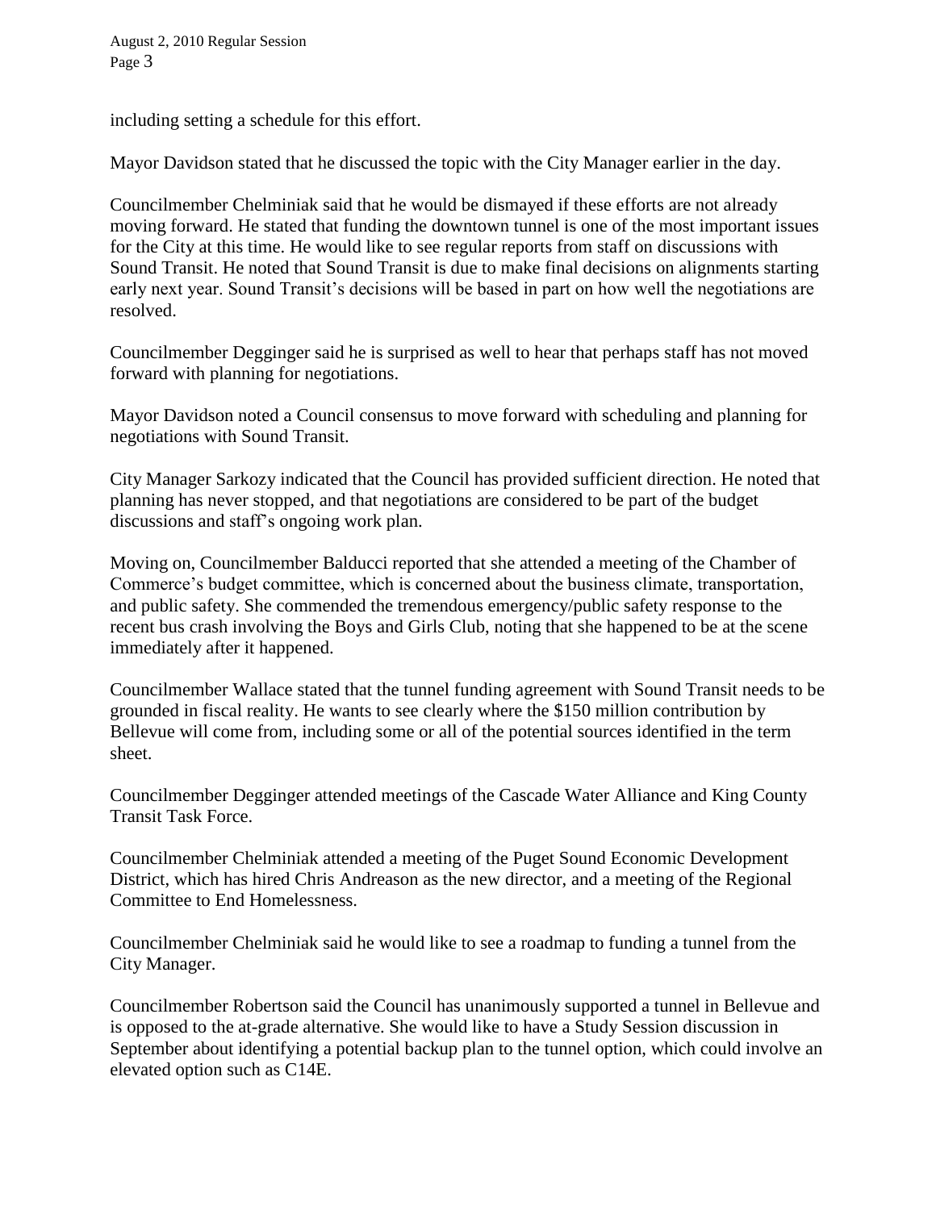including setting a schedule for this effort.

Mayor Davidson stated that he discussed the topic with the City Manager earlier in the day.

Councilmember Chelminiak said that he would be dismayed if these efforts are not already moving forward. He stated that funding the downtown tunnel is one of the most important issues for the City at this time. He would like to see regular reports from staff on discussions with Sound Transit. He noted that Sound Transit is due to make final decisions on alignments starting early next year. Sound Transit's decisions will be based in part on how well the negotiations are resolved.

Councilmember Degginger said he is surprised as well to hear that perhaps staff has not moved forward with planning for negotiations.

Mayor Davidson noted a Council consensus to move forward with scheduling and planning for negotiations with Sound Transit.

City Manager Sarkozy indicated that the Council has provided sufficient direction. He noted that planning has never stopped, and that negotiations are considered to be part of the budget discussions and staff's ongoing work plan.

Moving on, Councilmember Balducci reported that she attended a meeting of the Chamber of Commerce's budget committee, which is concerned about the business climate, transportation, and public safety. She commended the tremendous emergency/public safety response to the recent bus crash involving the Boys and Girls Club, noting that she happened to be at the scene immediately after it happened.

Councilmember Wallace stated that the tunnel funding agreement with Sound Transit needs to be grounded in fiscal reality. He wants to see clearly where the $150 million contribution by Bellevue will come from, including some or all of the potential sources identified in the term sheet.

Councilmember Degginger attended meetings of the Cascade Water Alliance and King County Transit Task Force.

Councilmember Chelminiak attended a meeting of the Puget Sound Economic Development District, which has hired Chris Andreason as the new director, and a meeting of the Regional Committee to End Homelessness.

Councilmember Chelminiak said he would like to see a roadmap to funding a tunnel from the City Manager.

Councilmember Robertson said the Council has unanimously supported a tunnel in Bellevue and is opposed to the at-grade alternative. She would like to have a Study Session discussion in September about identifying a potential backup plan to the tunnel option, which could involve an elevated option such as C14E.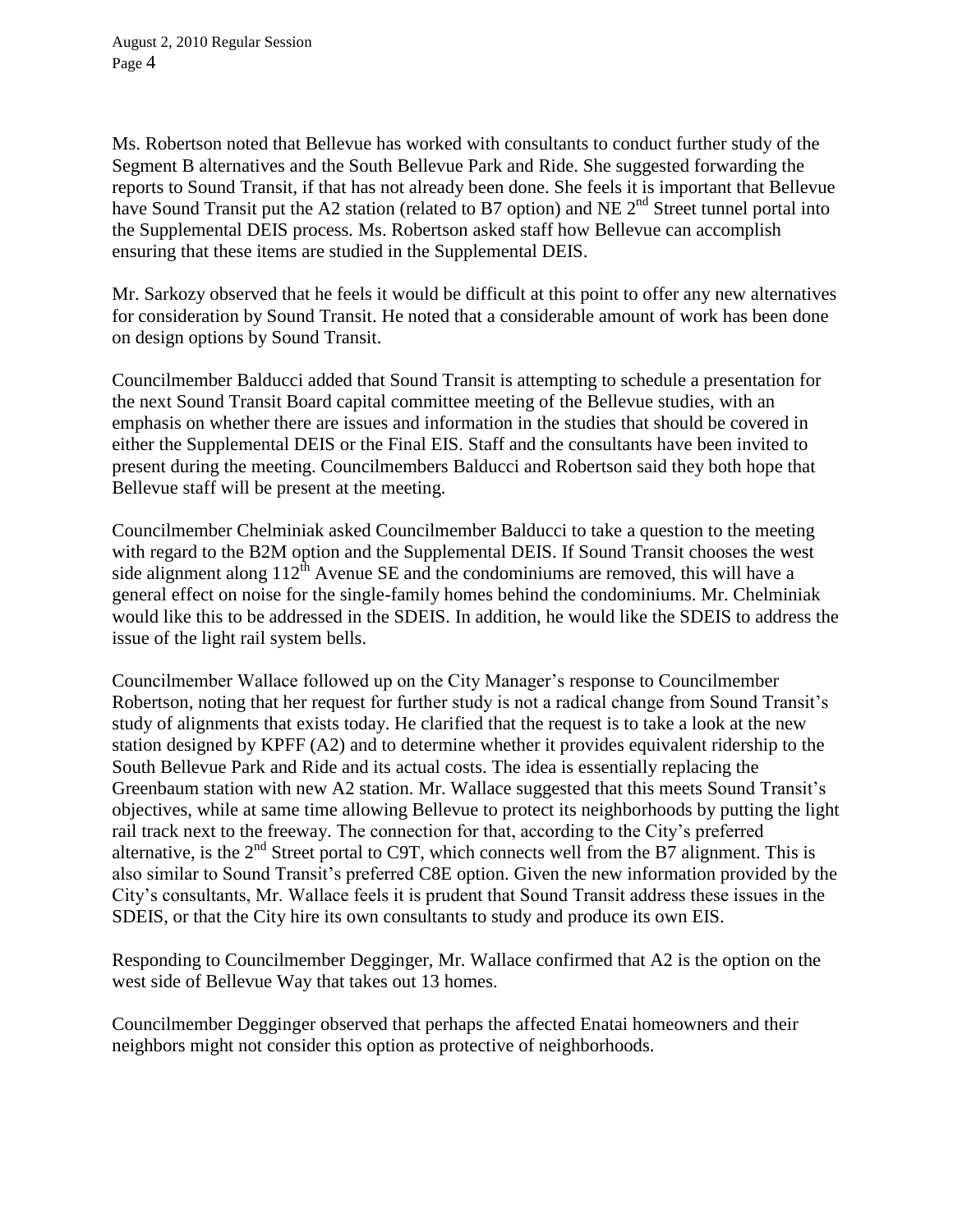Ms. Robertson noted that Bellevue has worked with consultants to conduct further study of the Segment B alternatives and the South Bellevue Park and Ride. She suggested forwarding the reports to Sound Transit, if that has not already been done. She feels it is important that Bellevue have Sound Transit put the A2 station (related to B7 option) and NE 2nd Street tunnel portal into the Supplemental DEIS process. Ms. Robertson asked staff how Bellevue can accomplish ensuring that these items are studied in the Supplemental DEIS.

Mr. Sarkozy observed that he feels it would be difficult at this point to offer any new alternatives for consideration by Sound Transit. He noted that a considerable amount of work has been done on design options by Sound Transit.

Councilmember Balducci added that Sound Transit is attempting to schedule a presentation for the next Sound Transit Board capital committee meeting of the Bellevue studies, with an emphasis on whether there are issues and information in the studies that should be covered in either the Supplemental DEIS or the Final EIS. Staff and the consultants have been invited to present during the meeting. Councilmembers Balducci and Robertson said they both hope that Bellevue staff will be present at the meeting.

Councilmember Chelminiak asked Councilmember Balducci to take a question to the meeting with regard to the B2M option and the Supplemental DEIS. If Sound Transit chooses the west side alignment along 112th Avenue SE and the condominiums are removed, this will have a general effect on noise for the single-family homes behind the condominiums. Mr. Chelminiak would like this to be addressed in the SDEIS. In addition, he would like the SDEIS to address the issue of the light rail system bells.

Councilmember Wallace followed up on the City Manager's response to Councilmember Robertson, noting that her request for further study is not a radical change from Sound Transit's study of alignments that exists today. He clarified that the request is to take a look at the new station designed by KPFF (A2) and to determine whether it provides equivalent ridership to the South Bellevue Park and Ride and its actual costs. The idea is essentially replacing the Greenbaum station with new A2 station. Mr. Wallace suggested that this meets Sound Transit's objectives, while at same time allowing Bellevue to protect its neighborhoods by putting the light rail track next to the freeway. The connection for that, according to the City's preferred alternative, is the 2nd Street portal to C9T, which connects well from the B7 alignment. This is also similar to Sound Transit's preferred C8E option. Given the new information provided by the City's consultants, Mr. Wallace feels it is prudent that Sound Transit address these issues in the SDEIS, or that the City hire its own consultants to study and produce its own EIS.

Responding to Councilmember Degginger, Mr. Wallace confirmed that A2 is the option on the west side of Bellevue Way that takes out 13 homes.

Councilmember Degginger observed that perhaps the affected Enatai homeowners and their neighbors might not consider this option as protective of neighborhoods.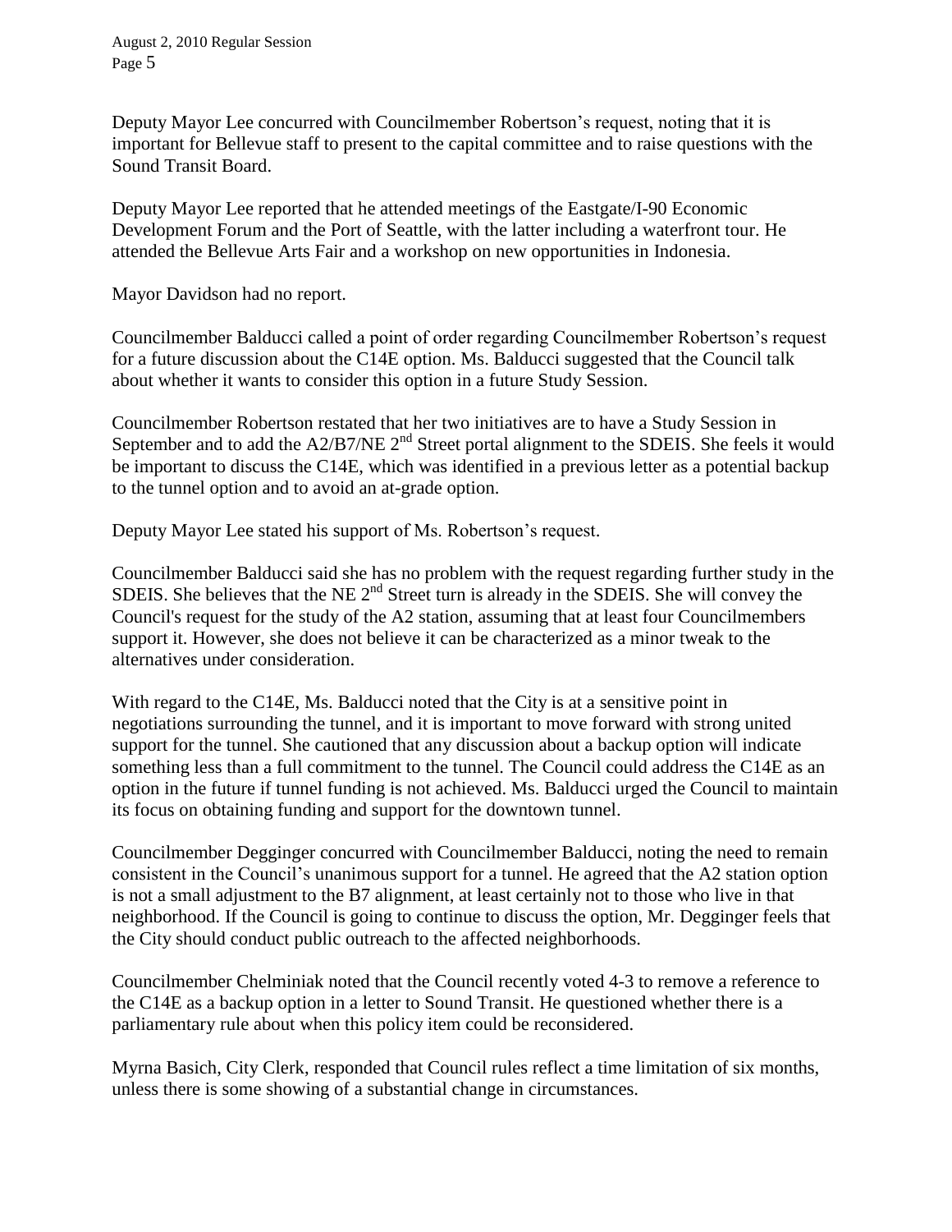Deputy Mayor Lee concurred with Councilmember Robertson's request, noting that it is important for Bellevue staff to present to the capital committee and to raise questions with the Sound Transit Board.

Deputy Mayor Lee reported that he attended meetings of the Eastgate/I-90 Economic Development Forum and the Port of Seattle, with the latter including a waterfront tour. He attended the Bellevue Arts Fair and a workshop on new opportunities in Indonesia.

Mayor Davidson had no report.

Councilmember Balducci called a point of order regarding Councilmember Robertson's request for a future discussion about the C14E option. Ms. Balducci suggested that the Council talk about whether it wants to consider this option in a future Study Session.

Councilmember Robertson restated that her two initiatives are to have a Study Session in September and to add the A2/B7/NE 2nd Street portal alignment to the SDEIS. She feels it would be important to discuss the C14E, which was identified in a previous letter as a potential backup to the tunnel option and to avoid an at-grade option.

Deputy Mayor Lee stated his support of Ms. Robertson's request.

Councilmember Balducci said she has no problem with the request regarding further study in the SDEIS. She believes that the NE 2nd Street turn is already in the SDEIS. She will convey the Council's request for the study of the A2 station, assuming that at least four Councilmembers support it. However, she does not believe it can be characterized as a minor tweak to the alternatives under consideration.

With regard to the C14E, Ms. Balducci noted that the City is at a sensitive point in negotiations surrounding the tunnel, and it is important to move forward with strong united support for the tunnel. She cautioned that any discussion about a backup option will indicate something less than a full commitment to the tunnel. The Council could address the C14E as an option in the future if tunnel funding is not achieved. Ms. Balducci urged the Council to maintain its focus on obtaining funding and support for the downtown tunnel.

Councilmember Degginger concurred with Councilmember Balducci, noting the need to remain consistent in the Council's unanimous support for a tunnel. He agreed that the A2 station option is not a small adjustment to the B7 alignment, at least certainly not to those who live in that neighborhood. If the Council is going to continue to discuss the option, Mr. Degginger feels that the City should conduct public outreach to the affected neighborhoods.

Councilmember Chelminiak noted that the Council recently voted 4-3 to remove a reference to the C14E as a backup option in a letter to Sound Transit. He questioned whether there is a parliamentary rule about when this policy item could be reconsidered.

Myrna Basich, City Clerk, responded that Council rules reflect a time limitation of six months, unless there is some showing of a substantial change in circumstances.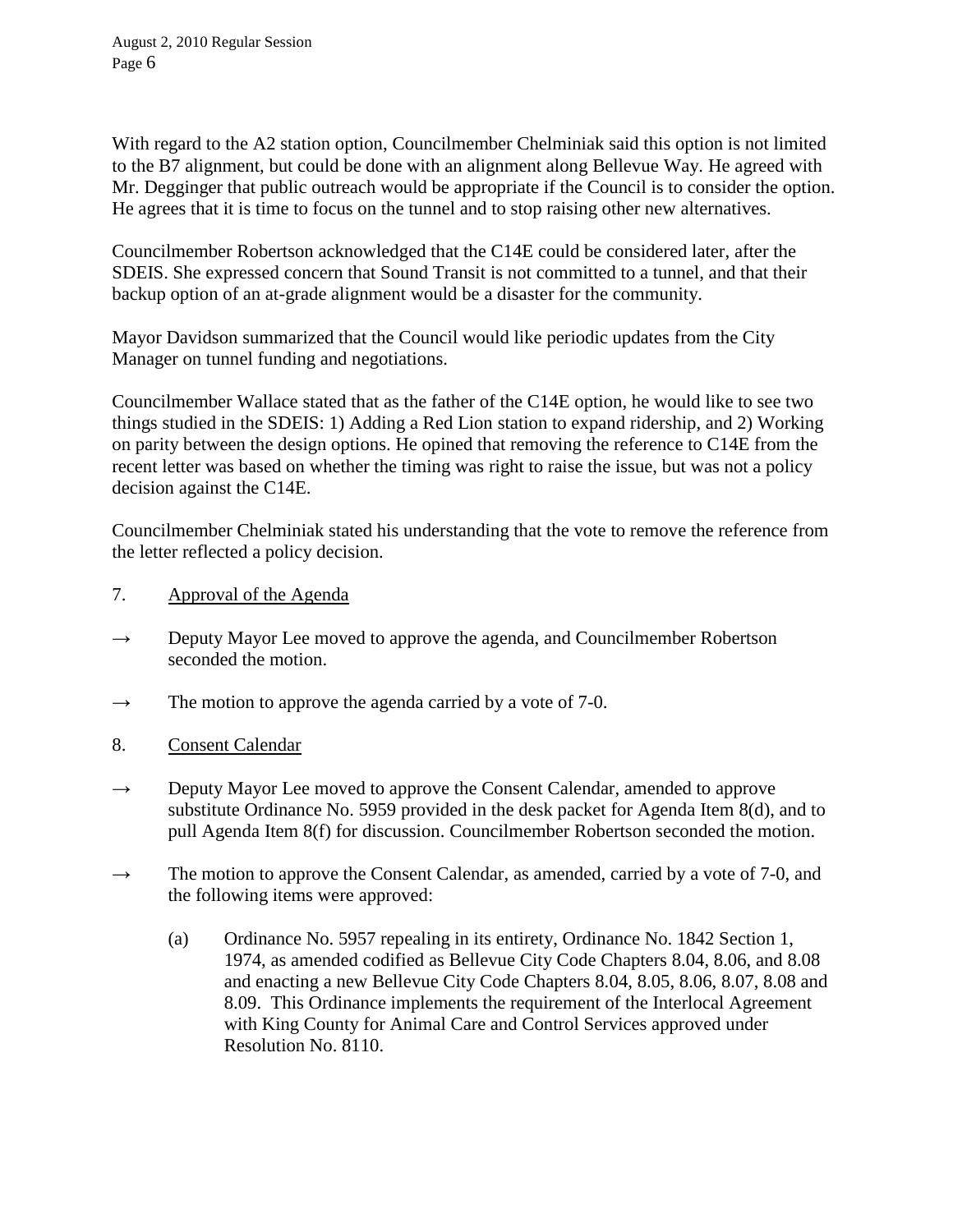With regard to the A2 station option, Councilmember Chelminiak said this option is not limited to the B7 alignment, but could be done with an alignment along Bellevue Way. He agreed with Mr. Degginger that public outreach would be appropriate if the Council is to consider the option. He agrees that it is time to focus on the tunnel and to stop raising other new alternatives.

Councilmember Robertson acknowledged that the C14E could be considered later, after the SDEIS. She expressed concern that Sound Transit is not committed to a tunnel, and that their backup option of an at-grade alignment would be a disaster for the community.

Mayor Davidson summarized that the Council would like periodic updates from the City Manager on tunnel funding and negotiations.

Councilmember Wallace stated that as the father of the C14E option, he would like to see two things studied in the SDEIS: 1) Adding a Red Lion station to expand ridership, and 2) Working on parity between the design options. He opined that removing the reference to C14E from the recent letter was based on whether the timing was right to raise the issue, but was not a policy decision against the C14E.

Councilmember Chelminiak stated his understanding that the vote to remove the reference from the letter reflected a policy decision.

7. Approval of the Agenda

→ Deputy Mayor Lee moved to approve the agenda, and Councilmember Robertson seconded the motion.

→ The motion to approve the agenda carried by a vote of 7-0.

8. Consent Calendar

→ Deputy Mayor Lee moved to approve the Consent Calendar, amended to approve substitute Ordinance No. 5959 provided in the desk packet for Agenda Item 8(d), and to pull Agenda Item 8(f) for discussion. Councilmember Robertson seconded the motion.

→ The motion to approve the Consent Calendar, as amended, carried by a vote of 7-0, and the following items were approved:

(a) Ordinance No. 5957 repealing in its entirety, Ordinance No. 1842 Section 1, 1974, as amended codified as Bellevue City Code Chapters 8.04, 8.06, and 8.08 and enacting a new Bellevue City Code Chapters 8.04, 8.05, 8.06, 8.07, 8.08 and 8.09. This Ordinance implements the requirement of the Interlocal Agreement with King County for Animal Care and Control Services approved under Resolution No. 8110.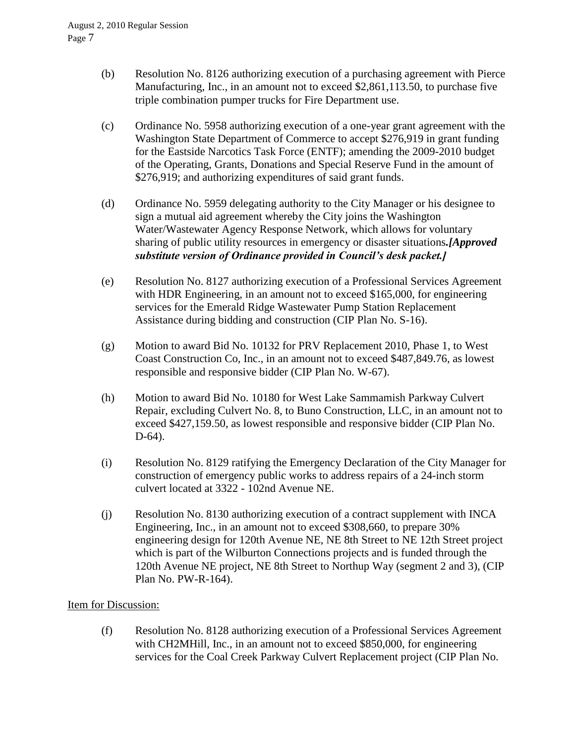(b) Resolution No. 8126 authorizing execution of a purchasing agreement with Pierce Manufacturing, Inc., in an amount not to exceed $2,861,113.50, to purchase five triple combination pumper trucks for Fire Department use.

(c) Ordinance No. 5958 authorizing execution of a one-year grant agreement with the Washington State Department of Commerce to accept $276,919 in grant funding for the Eastside Narcotics Task Force (ENTF); amending the 2009-2010 budget of the Operating, Grants, Donations and Special Reserve Fund in the amount of $276,919; and authorizing expenditures of said grant funds.

(d) Ordinance No. 5959 delegating authority to the City Manager or his designee to sign a mutual aid agreement whereby the City joins the Washington Water/Wastewater Agency Response Network, which allows for voluntary sharing of public utility resources in emergency or disaster situations***.[Approved substitute version of Ordinance provided in Council's desk packet.]***

(e) Resolution No. 8127 authorizing execution of a Professional Services Agreement with HDR Engineering, in an amount not to exceed $165,000, for engineering services for the Emerald Ridge Wastewater Pump Station Replacement Assistance during bidding and construction (CIP Plan No. S-16).

(g) Motion to award Bid No. 10132 for PRV Replacement 2010, Phase 1, to West Coast Construction Co, Inc., in an amount not to exceed $487,849.76, as lowest responsible and responsive bidder (CIP Plan No. W-67).

(h) Motion to award Bid No. 10180 for West Lake Sammamish Parkway Culvert Repair, excluding Culvert No. 8, to Buno Construction, LLC, in an amount not to exceed $427,159.50, as lowest responsible and responsive bidder (CIP Plan No. D-64).

(i) Resolution No. 8129 ratifying the Emergency Declaration of the City Manager for construction of emergency public works to address repairs of a 24-inch storm culvert located at 3322 - 102nd Avenue NE.

(j) Resolution No. 8130 authorizing execution of a contract supplement with INCA Engineering, Inc., in an amount not to exceed $308,660, to prepare 30% engineering design for 120th Avenue NE, NE 8th Street to NE 12th Street project which is part of the Wilburton Connections projects and is funded through the 120th Avenue NE project, NE 8th Street to Northup Way (segment 2 and 3), (CIP Plan No. PW-R-164).

Item for Discussion:

(f) Resolution No. 8128 authorizing execution of a Professional Services Agreement with CH2MHill, Inc., in an amount not to exceed $850,000, for engineering services for the Coal Creek Parkway Culvert Replacement project (CIP Plan No.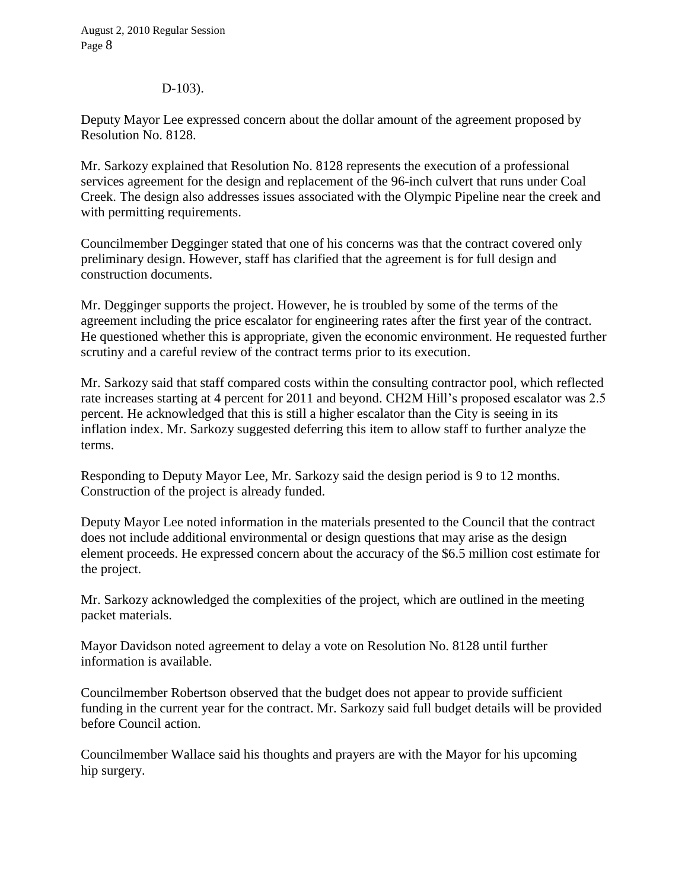D-103).

Deputy Mayor Lee expressed concern about the dollar amount of the agreement proposed by Resolution No. 8128.

Mr. Sarkozy explained that Resolution No. 8128 represents the execution of a professional services agreement for the design and replacement of the 96-inch culvert that runs under Coal Creek. The design also addresses issues associated with the Olympic Pipeline near the creek and with permitting requirements.

Councilmember Degginger stated that one of his concerns was that the contract covered only preliminary design. However, staff has clarified that the agreement is for full design and construction documents.

Mr. Degginger supports the project. However, he is troubled by some of the terms of the agreement including the price escalator for engineering rates after the first year of the contract. He questioned whether this is appropriate, given the economic environment. He requested further scrutiny and a careful review of the contract terms prior to its execution.

Mr. Sarkozy said that staff compared costs within the consulting contractor pool, which reflected rate increases starting at 4 percent for 2011 and beyond. CH2M Hill's proposed escalator was 2.5 percent. He acknowledged that this is still a higher escalator than the City is seeing in its inflation index. Mr. Sarkozy suggested deferring this item to allow staff to further analyze the terms.

Responding to Deputy Mayor Lee, Mr. Sarkozy said the design period is 9 to 12 months. Construction of the project is already funded.

Deputy Mayor Lee noted information in the materials presented to the Council that the contract does not include additional environmental or design questions that may arise as the design element proceeds. He expressed concern about the accuracy of the $6.5 million cost estimate for the project.

Mr. Sarkozy acknowledged the complexities of the project, which are outlined in the meeting packet materials.

Mayor Davidson noted agreement to delay a vote on Resolution No. 8128 until further information is available.

Councilmember Robertson observed that the budget does not appear to provide sufficient funding in the current year for the contract. Mr. Sarkozy said full budget details will be provided before Council action.

Councilmember Wallace said his thoughts and prayers are with the Mayor for his upcoming hip surgery.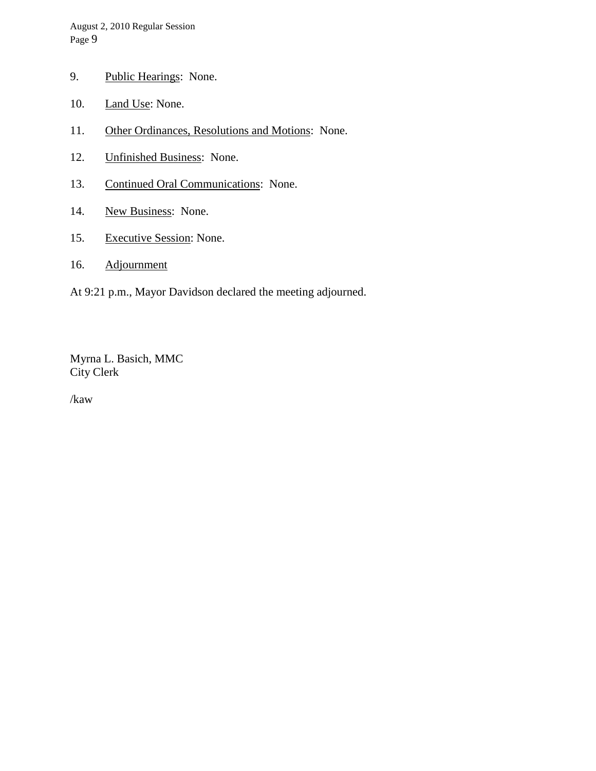9. Public Hearings: None.

10. Land Use: None.

11. Other Ordinances, Resolutions and Motions: None.

12. Unfinished Business: None.

13. Continued Oral Communications: None.

14. New Business: None.

15. Executive Session: None.

16. Adjournment

At 9:21 p.m., Mayor Davidson declared the meeting adjourned.

Myrna L. Basich, MMC
City Clerk

/kaw